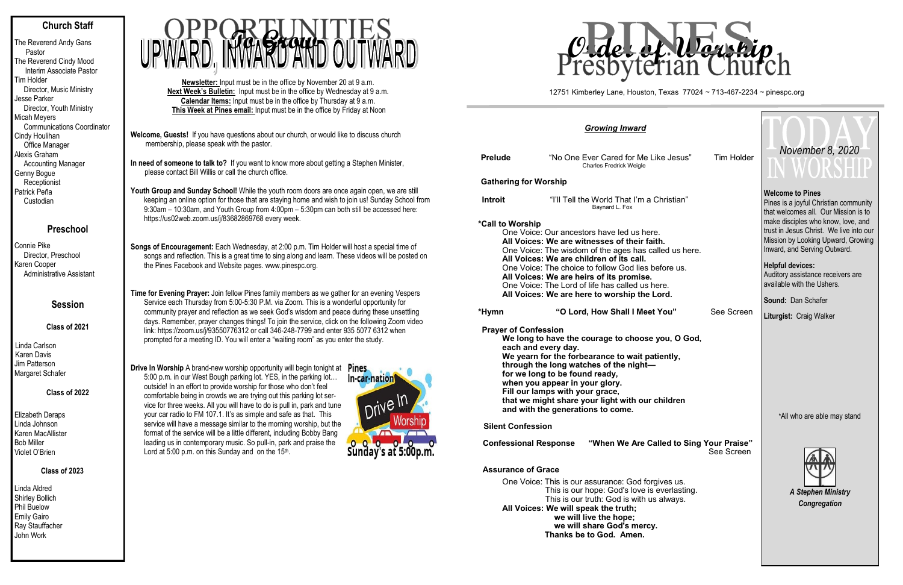## Church Staff

The Reverend Andy Gans
Pastor
The Reverend Cindy Mood
Interim Associate Pastor
Tim Holder
Director, Music Ministry
Jesse Parker
Director, Youth Ministry
Micah Meyers
Communications Coordinator
Cindy Houlihan
Office Manager
Alexis Graham
Accounting Manager
Genny Bogue
Receptionist
Patrick Peña
Custodian

## Preschool

Connie Pike
Director, Preschool
Karen Cooper
Administrative Assistant

## Session

### Class of 2021

Linda Carlson
Karen Davis
Jim Patterson
Margaret Schafer

### Class of 2022

Elizabeth Deraps
Linda Johnson
Karen MacAllister
Bob Miller
Violet O'Brien

### Class of 2023

Linda Aldred
Shirley Bollich
Phil Buelow
Emily Gairo
Ray Stauffacher
John Work

# OPPORTUNITIES To Grow UPWARD, INWARD AND OUTWARD

**Newsletter:** Input must be in the office by November 20 at 9 a.m.
**Next Week's Bulletin:** Input must be in the office by Wednesday at 9 a.m.
**Calendar Items:** Input must be in the office by Thursday at 9 a.m.
**This Week at Pines email:** Input must be in the office by Friday at Noon

**Welcome, Guests!** If you have questions about our church, or would like to discuss church membership, please speak with the pastor.

**In need of someone to talk to?** If you want to know more about getting a Stephen Minister, please contact Bill Willis or call the church office.

**Youth Group and Sunday School!** While the youth room doors are once again open, we are still keeping an online option for those that are staying home and wish to join us! Sunday School from 9:30am – 10:30am, and Youth Group from 4:00pm – 5:30pm can both still be accessed here: https://us02web.zoom.us/j/83682869768 every week.

**Songs of Encouragement:** Each Wednesday, at 2:00 p.m. Tim Holder will host a special time of songs and reflection. This is a great time to sing along and learn. These videos will be posted on the Pines Facebook and Website pages. www.pinespc.org.

**Time for Evening Prayer:** Join fellow Pines family members as we gather for an evening Vespers Service each Thursday from 5:00-5:30 P.M. via Zoom. This is a wonderful opportunity for community prayer and reflection as we seek God's wisdom and peace during these unsettling days. Remember, prayer changes things! To join the service, click on the following Zoom video link: https://zoom.us/j/93550776312 or call 346-248-7799 and enter 935 5077 6312 when prompted for a meeting ID. You will enter a "waiting room" as you enter the study.

**Drive In Worship** A brand-new worship opportunity will begin tonight at 5:00 p.m. in our West Bough parking lot. YES, in the parking lot… outside! In an effort to provide worship for those who don't feel comfortable being in crowds we are trying out this parking lot service for three weeks. All you will have to do is pull in, park and tune your car radio to FM 107.1. It's as simple and safe as that. This service will have a message similar to the morning worship, but the format of the service will be a little different, including Bobby Bang leading us in contemporary music. So pull-in, park and praise the Lord at 5:00 p.m. on this Sunday and on the 15th.

Pines In-car-nation Drive In Worship Sunday's at 5:00p.m.

# PINES Presbyterian Church — Order of Worship

12751 Kimberley Lane, Houston, Texas 77024 ~ 713-467-2234 ~ pinespc.org

## TODAY IN WORSHIP — November 8, 2020

**Welcome to Pines**
Pines is a joyful Christian community that welcomes all. Our Mission is to make disciples who know, love, and trust in Jesus Christ. We live into our Mission by Looking Upward, Growing Inward, and Serving Outward.

**Helpful devices:**
Auditory assistance receivers are available with the Ushers.

**Sound:** Dan Schafer

**Liturgist:** Craig Walker

*All who are able may stand

*A Stephen Ministry Congregation*

## *Growing Inward*

**Prelude** "No One Ever Cared for Me Like Jesus" — Charles Fredrick Weigle — Tim Holder

**Gathering for Worship**

**Introit** "I'll Tell the World That I'm a Christian" — Baynard L. Fox

**\*Call to Worship**
One Voice: Our ancestors have led us here.
**All Voices: We are witnesses of their faith.**
One Voice: The wisdom of the ages has called us here.
**All Voices: We are children of its call.**
One Voice: The choice to follow God lies before us.
**All Voices: We are heirs of its promise.**
One Voice: The Lord of life has called us here.
**All Voices: We are here to worship the Lord.**

**\*Hymn** **"O Lord, How Shall I Meet You"** — See Screen

**Prayer of Confession**
**We long to have the courage to choose you, O God, each and every day.**
**We yearn for the forbearance to wait patiently, through the long watches of the night—**
**for we long to be found ready, when you appear in your glory.**
**Fill our lamps with your grace, that we might share your light with our children and with the generations to come.**

**Silent Confession**

**Confessional Response** **"When We Are Called to Sing Your Praise"** — See Screen

**Assurance of Grace**
One Voice: This is our assurance: God forgives us.
This is our hope: God's love is everlasting.
This is our truth: God is with us always.
**All Voices: We will speak the truth;**
**we will live the hope;**
**we will share God's mercy.**
**Thanks be to God. Amen.**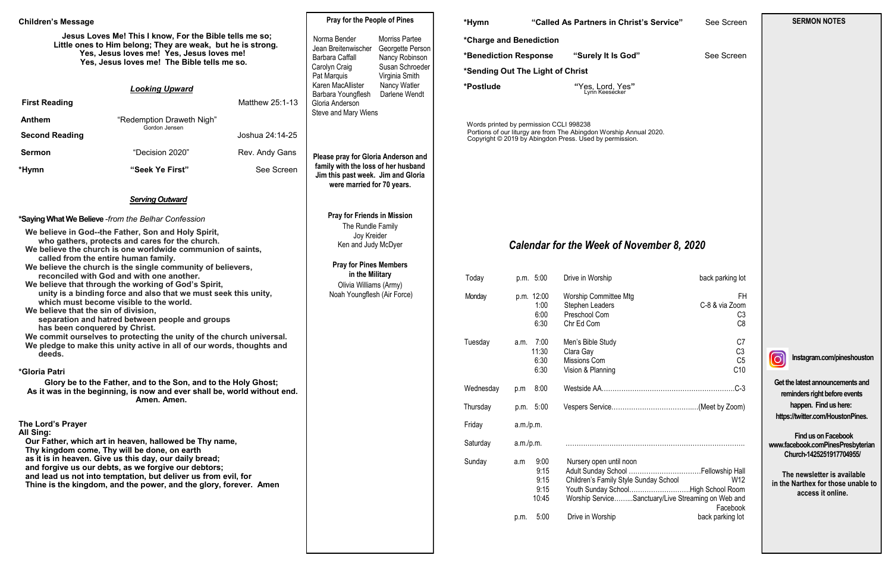**Children's Message**

**Jesus Loves Me! This I know, For the Bible tells me so;**
**Little ones to Him belong; They are weak, but he is strong.**
**Yes, Jesus loves me! Yes, Jesus loves me!**
**Yes, Jesus loves me! The Bible tells me so.**

***Looking Upward***

| | | |
|---|---|---|
| **First Reading** | | Matthew 25:1-13 |
| **Anthem** | "Redemption Draweth Nigh" Gordon Jensen | |
| **Second Reading** | | Joshua 24:14-25 |
| **Sermon** | "Decision 2020" | Rev. Andy Gans |
| ***Hymn** | **"Seek Ye First"** | See Screen |

***Serving Outward***

***Saying What We Believe** *-from the Belhar Confession*

**We believe in God--the Father, Son and Holy Spirit,**
**who gathers, protects and cares for the church.**
**We believe the church is one worldwide communion of saints,**
**called from the entire human family.**
**We believe the church is the single community of believers,**
**reconciled with God and with one another.**
**We believe that through the working of God's Spirit,**
**unity is a binding force and also that we must seek this unity,**
**which must become visible to the world.**
**We believe that the sin of division,**
**separation and hatred between people and groups**
**has been conquered by Christ.**
**We commit ourselves to protecting the unity of the church universal.**
**We pledge to make this unity active in all of our words, thoughts and deeds.**

***Gloria Patri**

**Glory be to the Father, and to the Son, and to the Holy Ghost;**
**As it was in the beginning, is now and ever shall be, world without end.**
**Amen. Amen.**

**The Lord's Prayer**
**All Sing:**
**Our Father, which art in heaven, hallowed be Thy name,**
**Thy kingdom come, Thy will be done, on earth**
**as it is in heaven. Give us this day, our daily bread;**
**and forgive us our debts, as we forgive our debtors;**
**and lead us not into temptation, but deliver us from evil, for**
**Thine is the kingdom, and the power, and the glory, forever. Amen**

**Pray for the People of Pines**

| | |
|---|---|
| Norma Bender | Morriss Partee |
| Jean Breitenwischer | Georgette Person |
| Barbara Caffall | Nancy Robinson |
| Carolyn Craig | Susan Schroeder |
| Pat Marquis | Virginia Smith |
| Karen MacAllister | Nancy Watler |
| Barbara Youngflesh | Darlene Wendt |
| Gloria Anderson | |
| Steve and Mary Wiens | |

**Please pray for Gloria Anderson and family with the loss of her husband Jim this past week. Jim and Gloria were married for 70 years.**

**Pray for Friends in Mission**
The Rundle Family
Joy Kreider
Ken and Judy McDyer

**Pray for Pines Members in the Military**
Olivia Williams (Army)
Noah Youngflesh (Air Force)

| | | |
|---|---|---|
| ***Hymn** | **"Called As Partners in Christ's Service"** | See Screen |
| ***Charge and Benediction** | | |
| ***Benediction Response** | **"Surely It Is God"** | See Screen |
| ***Sending Out The Light of Christ** | | |
| ***Postlude** | "Yes, Lord, Yes" Lynn Keesecker | |

Words printed by permission CCLI 998238
Portions of our liturgy are from The Abingdon Worship Annual 2020.
Copyright © 2019 by Abingdon Press. Used by permission.

## *Calendar for the Week of November 8, 2020*

| | | | |
|---|---|---|---|
| Today | p.m. 5:00 | Drive in Worship | back parking lot |
| Monday | p.m. 12:00 | Worship Committee Mtg | FH |
| | 1:00 | Stephen Leaders | C-8 & via Zoom |
| | 6:00 | Preschool Com | C3 |
| | 6:30 | Chr Ed Com | C8 |
| Tuesday | a.m. 7:00 | Men's Bible Study | C7 |
| | 11:30 | Clara Gay | C3 |
| | 6:30 | Missions Com | C5 |
| | 6:30 | Vision & Planning | C10 |
| Wednesday | p.m 8:00 | Westside AA | C-3 |
| Thursday | p.m. 5:00 | Vespers Service | (Meet by Zoom) |
| Friday | a.m./p.m. | | |
| Saturday | a.m./p.m. | | |
| Sunday | a.m 9:00 | Nursery open until noon | |
| | 9:15 | Adult Sunday School | Fellowship Hall |
| | 9:15 | Children's Family Style Sunday School | W12 |
| | 9:15 | Youth Sunday School | High School Room |
| | 10:45 | Worship Service | Sanctuary/Live Streaming on Web and Facebook |
| | p.m. 5:00 | Drive in Worship | back parking lot |

**SERMON NOTES**

**Instagram.com/pineshouston**

**Get the latest announcements and reminders right before events happen. Find us here: https://twitter.com/HoustonPines.**

**Find us on Facebook www.facebook.comPinesPresbyterian Church-1425251917704955/**

**The newsletter is available in the Narthex for those unable to access it online.**